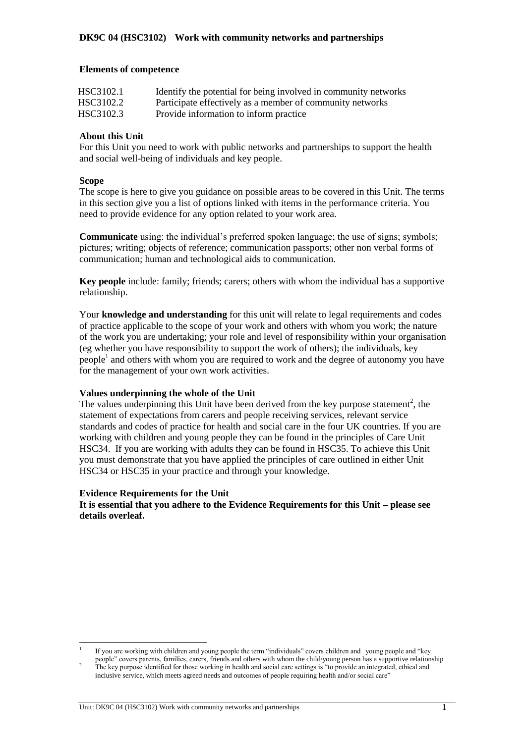# DK9C 04 (HSC3102) Work with community networks and partnerships

## Elements of competence

| | |
|---|---|
| HSC3102.1 | Identify the potential for being involved in community networks |
| HSC3102.2 | Participate effectively as a member of community networks |
| HSC3102.3 | Provide information to inform practice |

**About this Unit**

For this Unit you need to work with public networks and partnerships to support the health and social well-being of individuals and key people.

**Scope**

The scope is here to give you guidance on possible areas to be covered in this Unit. The terms in this section give you a list of options linked with items in the performance criteria. You need to provide evidence for any option related to your work area.

**Communicate** using: the individual's preferred spoken language; the use of signs; symbols; pictures; writing; objects of reference; communication passports; other non verbal forms of communication; human and technological aids to communication.

**Key people** include: family; friends; carers; others with whom the individual has a supportive relationship.

Your **knowledge and understanding** for this unit will relate to legal requirements and codes of practice applicable to the scope of your work and others with whom you work; the nature of the work you are undertaking; your role and level of responsibility within your organisation (eg whether you have responsibility to support the work of others); the individuals, key people[1] and others with whom you are required to work and the degree of autonomy you have for the management of your own work activities.

**Values underpinning the whole of the Unit**

The values underpinning this Unit have been derived from the key purpose statement[2], the statement of expectations from carers and people receiving services, relevant service standards and codes of practice for health and social care in the four UK countries. If you are working with children and young people they can be found in the principles of Care Unit HSC34. If you are working with adults they can be found in HSC35. To achieve this Unit you must demonstrate that you have applied the principles of care outlined in either Unit HSC34 or HSC35 in your practice and through your knowledge.

**Evidence Requirements for the Unit**

**It is essential that you adhere to the Evidence Requirements for this Unit – please see details overleaf.**

---

[1] If you are working with children and young people the term "individuals" covers children and young people and "key people" covers parents, families, carers, friends and others with whom the child/young person has a supportive relationship

[2] The key purpose identified for those working in health and social care settings is "to provide an integrated, ethical and inclusive service, which meets agreed needs and outcomes of people requiring health and/or social care"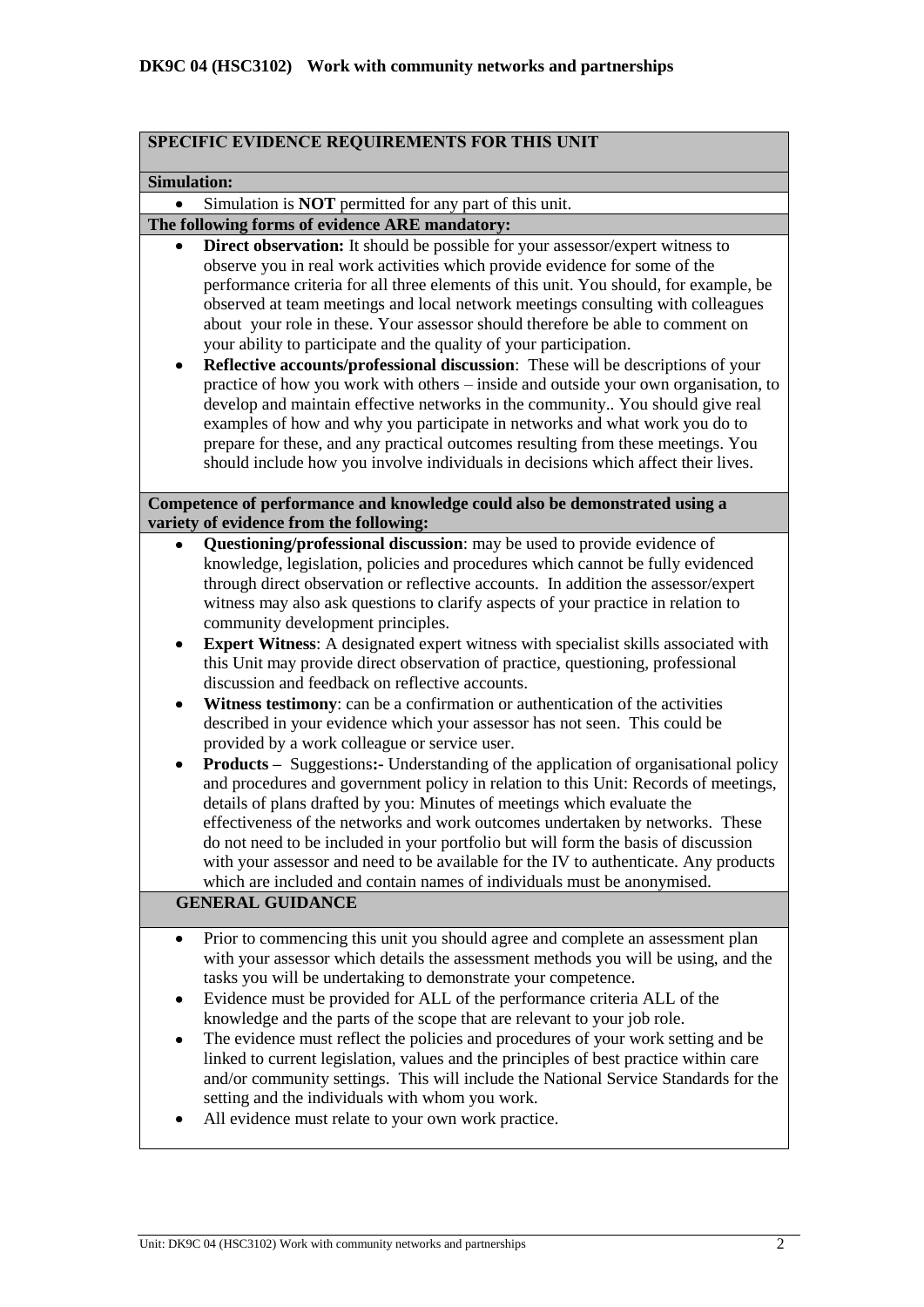**DK9C 04 (HSC3102) Work with community networks and partnerships**

**SPECIFIC EVIDENCE REQUIREMENTS FOR THIS UNIT**

**Simulation:**

- Simulation is **NOT** permitted for any part of this unit.

**The following forms of evidence ARE mandatory:**

- **Direct observation:** It should be possible for your assessor/expert witness to observe you in real work activities which provide evidence for some of the performance criteria for all three elements of this unit. You should, for example, be observed at team meetings and local network meetings consulting with colleagues about your role in these. Your assessor should therefore be able to comment on your ability to participate and the quality of your participation.
- **Reflective accounts/professional discussion**: These will be descriptions of your practice of how you work with others – inside and outside your own organisation, to develop and maintain effective networks in the community.. You should give real examples of how and why you participate in networks and what work you do to prepare for these, and any practical outcomes resulting from these meetings. You should include how you involve individuals in decisions which affect their lives.

**Competence of performance and knowledge could also be demonstrated using a variety of evidence from the following:**

- **Questioning/professional discussion**: may be used to provide evidence of knowledge, legislation, policies and procedures which cannot be fully evidenced through direct observation or reflective accounts. In addition the assessor/expert witness may also ask questions to clarify aspects of your practice in relation to community development principles.
- **Expert Witness**: A designated expert witness with specialist skills associated with this Unit may provide direct observation of practice, questioning, professional discussion and feedback on reflective accounts.
- **Witness testimony**: can be a confirmation or authentication of the activities described in your evidence which your assessor has not seen. This could be provided by a work colleague or service user.
- **Products –** Suggestions**:-** Understanding of the application of organisational policy and procedures and government policy in relation to this Unit: Records of meetings, details of plans drafted by you: Minutes of meetings which evaluate the effectiveness of the networks and work outcomes undertaken by networks. These do not need to be included in your portfolio but will form the basis of discussion with your assessor and need to be available for the IV to authenticate. Any products which are included and contain names of individuals must be anonymised.

**GENERAL GUIDANCE**

- Prior to commencing this unit you should agree and complete an assessment plan with your assessor which details the assessment methods you will be using, and the tasks you will be undertaking to demonstrate your competence.
- Evidence must be provided for ALL of the performance criteria ALL of the knowledge and the parts of the scope that are relevant to your job role.
- The evidence must reflect the policies and procedures of your work setting and be linked to current legislation, values and the principles of best practice within care and/or community settings. This will include the National Service Standards for the setting and the individuals with whom you work.
- All evidence must relate to your own work practice.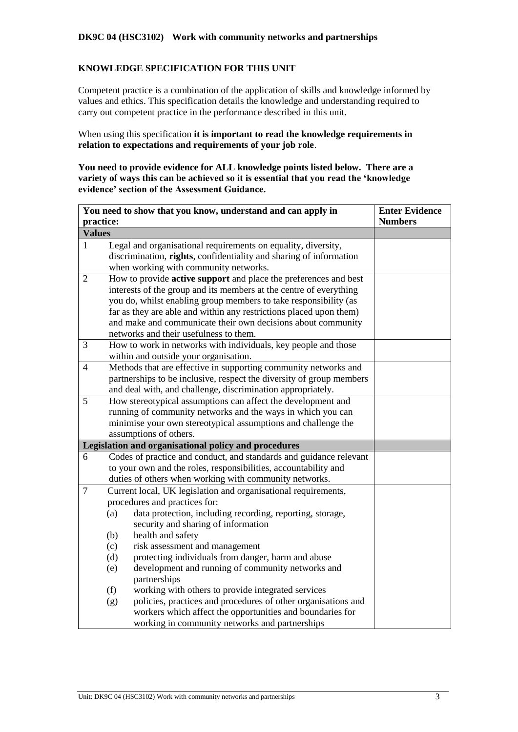**DK9C 04 (HSC3102) Work with community networks and partnerships**

## KNOWLEDGE SPECIFICATION FOR THIS UNIT

Competent practice is a combination of the application of skills and knowledge informed by values and ethics. This specification details the knowledge and understanding required to carry out competent practice in the performance described in this unit.

When using this specification **it is important to read the knowledge requirements in relation to expectations and requirements of your job role**.

**You need to provide evidence for ALL knowledge points listed below. There are a variety of ways this can be achieved so it is essential that you read the 'knowledge evidence' section of the Assessment Guidance.**

| **You need to show that you know, understand and can apply in practice:** | | **Enter Evidence Numbers** |
|---|---|---|
| **Values** | | |
| 1 | Legal and organisational requirements on equality, diversity, discrimination, **rights**, confidentiality and sharing of information when working with community networks. | |
| 2 | How to provide **active support** and place the preferences and best interests of the group and its members at the centre of everything you do, whilst enabling group members to take responsibility (as far as they are able and within any restrictions placed upon them) and make and communicate their own decisions about community networks and their usefulness to them. | |
| 3 | How to work in networks with individuals, key people and those within and outside your organisation. | |
| 4 | Methods that are effective in supporting community networks and partnerships to be inclusive, respect the diversity of group members and deal with, and challenge, discrimination appropriately. | |
| 5 | How stereotypical assumptions can affect the development and running of community networks and the ways in which you can minimise your own stereotypical assumptions and challenge the assumptions of others. | |
| **Legislation and organisational policy and procedures** | | |
| 6 | Codes of practice and conduct, and standards and guidance relevant to your own and the roles, responsibilities, accountability and duties of others when working with community networks. | |
| 7 | Current local, UK legislation and organisational requirements, procedures and practices for:<br>(a) data protection, including recording, reporting, storage, security and sharing of information<br>(b) health and safety<br>(c) risk assessment and management<br>(d) protecting individuals from danger, harm and abuse<br>(e) development and running of community networks and partnerships<br>(f) working with others to provide integrated services<br>(g) policies, practices and procedures of other organisations and workers which affect the opportunities and boundaries for working in community networks and partnerships | |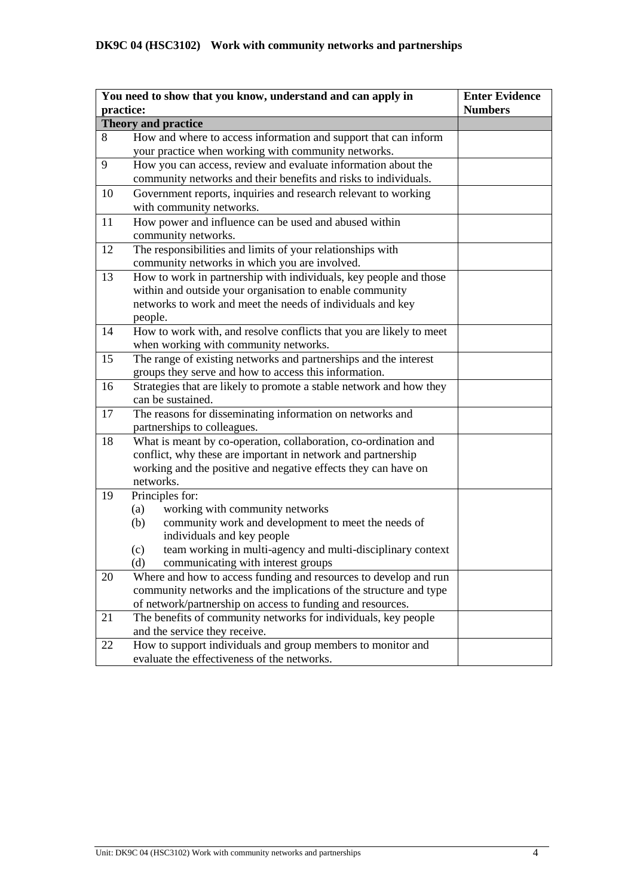**DK9C 04 (HSC3102) Work with community networks and partnerships**

| You need to show that you know, understand and can apply in practice: | | Enter Evidence Numbers |
|---|---|---|
| **Theory and practice** | | |
| 8 | How and where to access information and support that can inform your practice when working with community networks. | |
| 9 | How you can access, review and evaluate information about the community networks and their benefits and risks to individuals. | |
| 10 | Government reports, inquiries and research relevant to working with community networks. | |
| 11 | How power and influence can be used and abused within community networks. | |
| 12 | The responsibilities and limits of your relationships with community networks in which you are involved. | |
| 13 | How to work in partnership with individuals, key people and those within and outside your organisation to enable community networks to work and meet the needs of individuals and key people. | |
| 14 | How to work with, and resolve conflicts that you are likely to meet when working with community networks. | |
| 15 | The range of existing networks and partnerships and the interest groups they serve and how to access this information. | |
| 16 | Strategies that are likely to promote a stable network and how they can be sustained. | |
| 17 | The reasons for disseminating information on networks and partnerships to colleagues. | |
| 18 | What is meant by co-operation, collaboration, co-ordination and conflict, why these are important in network and partnership working and the positive and negative effects they can have on networks. | |
| 19 | Principles for:<br>(a) working with community networks<br>(b) community work and development to meet the needs of individuals and key people<br>(c) team working in multi-agency and multi-disciplinary context<br>(d) communicating with interest groups | |
| 20 | Where and how to access funding and resources to develop and run community networks and the implications of the structure and type of network/partnership on access to funding and resources. | |
| 21 | The benefits of community networks for individuals, key people and the service they receive. | |
| 22 | How to support individuals and group members to monitor and evaluate the effectiveness of the networks. | |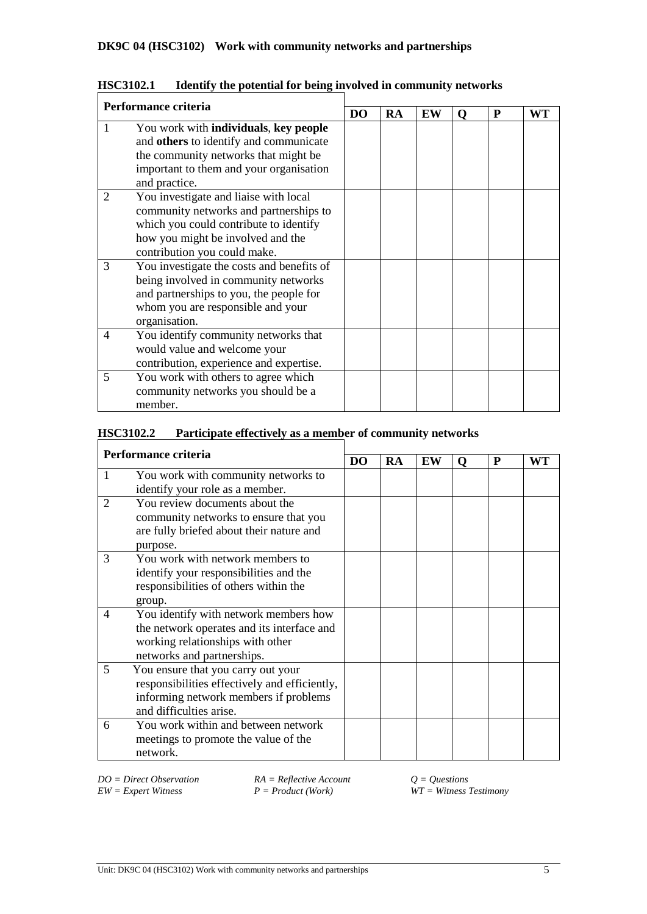## DK9C 04 (HSC3102) Work with community networks and partnerships

### HSC3102.1 Identify the potential for being involved in community networks

| Performance criteria | | DO | RA | EW | Q | P | WT |
|---|---|---|---|---|---|---|---|
| 1 | You work with **individuals**, **key people** and **others** to identify and communicate the community networks that might be important to them and your organisation and practice. | | | | | | |
| 2 | You investigate and liaise with local community networks and partnerships to which you could contribute to identify how you might be involved and the contribution you could make. | | | | | | |
| 3 | You investigate the costs and benefits of being involved in community networks and partnerships to you, the people for whom you are responsible and your organisation. | | | | | | |
| 4 | You identify community networks that would value and welcome your contribution, experience and expertise. | | | | | | |
| 5 | You work with others to agree which community networks you should be a member. | | | | | | |

### HSC3102.2 Participate effectively as a member of community networks

| Performance criteria | | DO | RA | EW | Q | P | WT |
|---|---|---|---|---|---|---|---|
| 1 | You work with community networks to identify your role as a member. | | | | | | |
| 2 | You review documents about the community networks to ensure that you are fully briefed about their nature and purpose. | | | | | | |
| 3 | You work with network members to identify your responsibilities and the responsibilities of others within the group. | | | | | | |
| 4 | You identify with network members how the network operates and its interface and working relationships with other networks and partnerships. | | | | | | |
| 5 | You ensure that you carry out your responsibilities effectively and efficiently, informing network members if problems and difficulties arise. | | | | | | |
| 6 | You work within and between network meetings to promote the value of the network. | | | | | | |

*DO = Direct Observation* *RA = Reflective Account* *Q = Questions*
*EW = Expert Witness* *P = Product (Work)* *WT = Witness Testimony*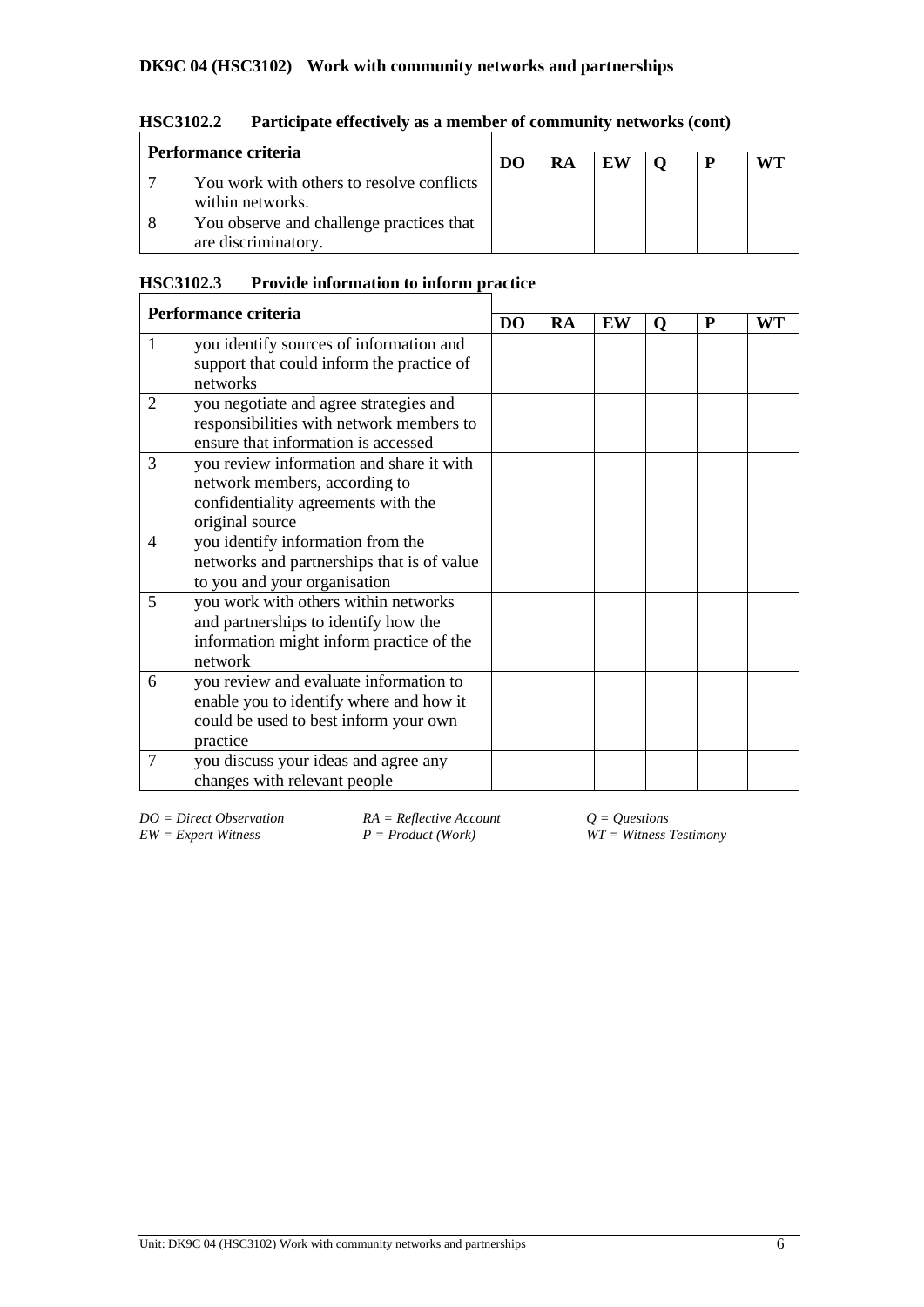## DK9C 04 (HSC3102) Work with community networks and partnerships

### HSC3102.2 Participate effectively as a member of community networks (cont)

| Performance criteria | | DO | RA | EW | Q | P | WT |
|---|---|---|---|---|---|---|---|
| 7 | You work with others to resolve conflicts within networks. | | | | | | |
| 8 | You observe and challenge practices that are discriminatory. | | | | | | |

### HSC3102.3 Provide information to inform practice

| Performance criteria | | DO | RA | EW | Q | P | WT |
|---|---|---|---|---|---|---|---|
| 1 | you identify sources of information and support that could inform the practice of networks | | | | | | |
| 2 | you negotiate and agree strategies and responsibilities with network members to ensure that information is accessed | | | | | | |
| 3 | you review information and share it with network members, according to confidentiality agreements with the original source | | | | | | |
| 4 | you identify information from the networks and partnerships that is of value to you and your organisation | | | | | | |
| 5 | you work with others within networks and partnerships to identify how the information might inform practice of the network | | | | | | |
| 6 | you review and evaluate information to enable you to identify where and how it could be used to best inform your own practice | | | | | | |
| 7 | you discuss your ideas and agree any changes with relevant people | | | | | | |

*DO = Direct Observation* *RA = Reflective Account* *Q = Questions*
*EW = Expert Witness* *P = Product (Work)* *WT = Witness Testimony*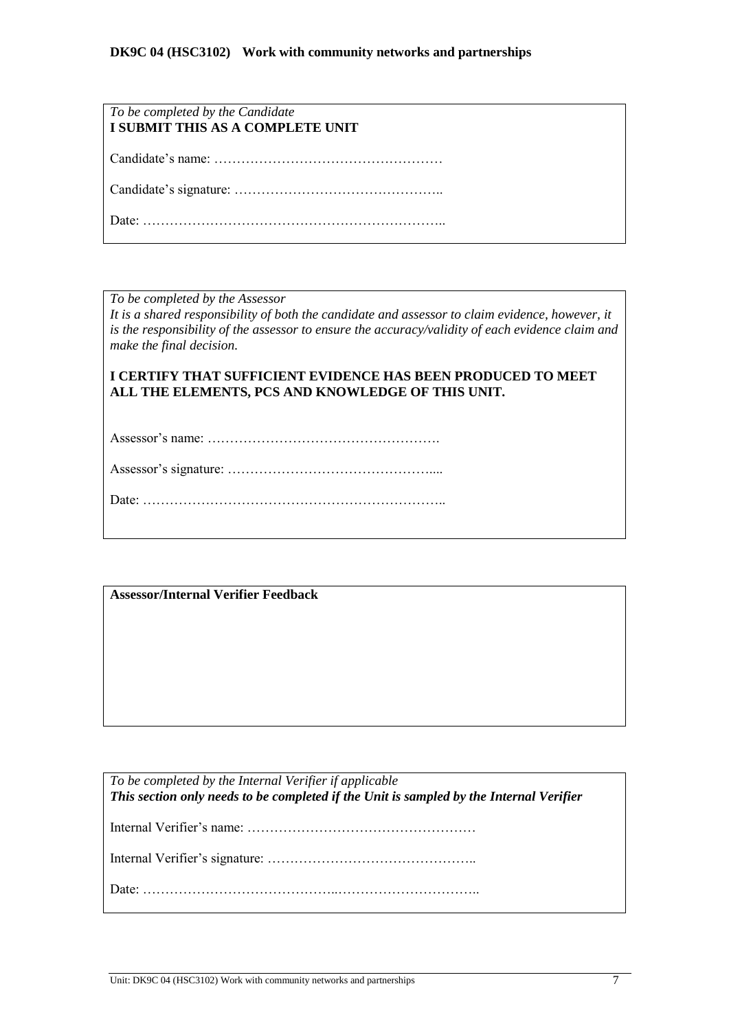**DK9C 04 (HSC3102) Work with community networks and partnerships**

*To be completed by the Candidate*
**I SUBMIT THIS AS A COMPLETE UNIT**

Candidate's name: ……………………………………………

Candidate's signature: ……………………………………..

Date: …………………………………………………………..

*To be completed by the Assessor*
*It is a shared responsibility of both the candidate and assessor to claim evidence, however, it is the responsibility of the assessor to ensure the accuracy/validity of each evidence claim and make the final decision.*

**I CERTIFY THAT SUFFICIENT EVIDENCE HAS BEEN PRODUCED TO MEET ALL THE ELEMENTS, PCS AND KNOWLEDGE OF THIS UNIT.**

Assessor's name: …………………………………………….

Assessor's signature: ……………………………………....

Date: …………………………………………………………..

**Assessor/Internal Verifier Feedback**

*To be completed by the Internal Verifier if applicable*
***This section only needs to be completed if the Unit is sampled by the Internal Verifier***

Internal Verifier's name: ……………………………………………

Internal Verifier's signature: ……………………………………..

Date: …………………………………..…………………………..